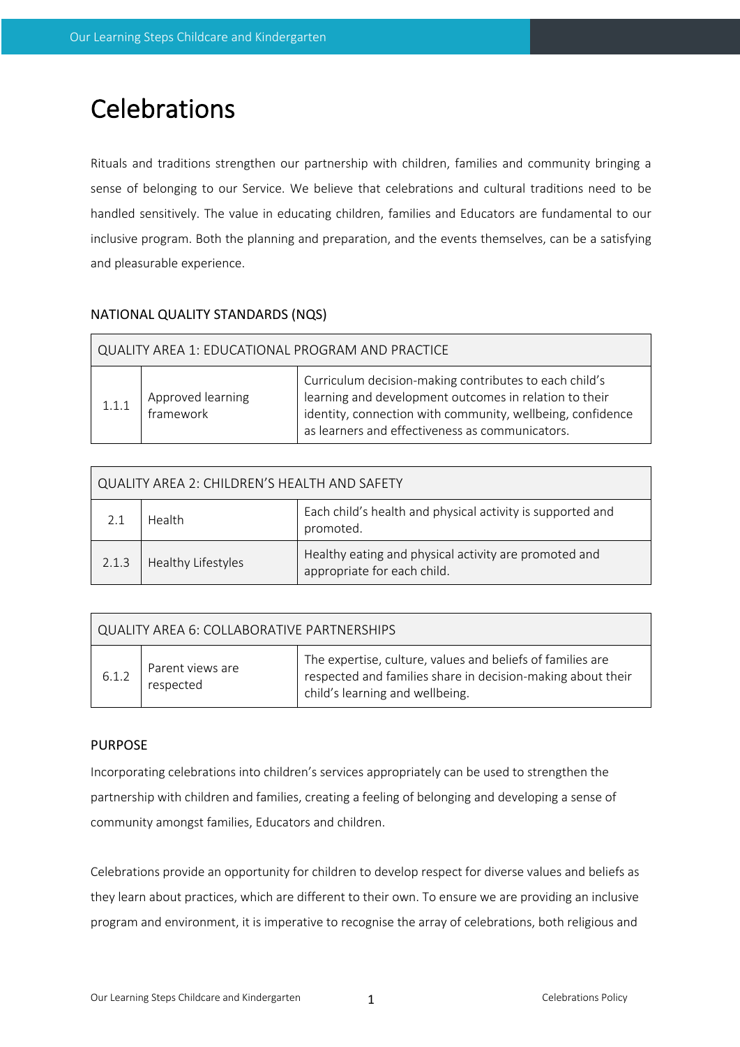# Celebrations

Rituals and traditions strengthen our partnership with children, families and community bringing a sense of belonging to our Service. We believe that celebrations and cultural traditions need to be handled sensitively. The value in educating children, families and Educators are fundamental to our inclusive program. Both the planning and preparation, and the events themselves, can be a satisfying and pleasurable experience.

## NATIONAL QUALITY STANDARDS (NQS)

| QUALITY AREA 1: EDUCATIONAL PROGRAM AND PRACTICE | | |
|---|---|---|
| 1.1.1 | Approved learning framework | Curriculum decision-making contributes to each child's learning and development outcomes in relation to their identity, connection with community, wellbeing, confidence as learners and effectiveness as communicators. |

| QUALITY AREA 2: CHILDREN'S HEALTH AND SAFETY | | |
|---|---|---|
| 2.1 | Health | Each child's health and physical activity is supported and promoted. |
| 2.1.3 | Healthy Lifestyles | Healthy eating and physical activity are promoted and appropriate for each child. |

| QUALITY AREA 6: COLLABORATIVE PARTNERSHIPS | | |
|---|---|---|
| 6.1.2 | Parent views are respected | The expertise, culture, values and beliefs of families are respected and families share in decision-making about their child's learning and wellbeing. |

## PURPOSE

Incorporating celebrations into children's services appropriately can be used to strengthen the partnership with children and families, creating a feeling of belonging and developing a sense of community amongst families, Educators and children.

Celebrations provide an opportunity for children to develop respect for diverse values and beliefs as they learn about practices, which are different to their own. To ensure we are providing an inclusive program and environment, it is imperative to recognise the array of celebrations, both religious and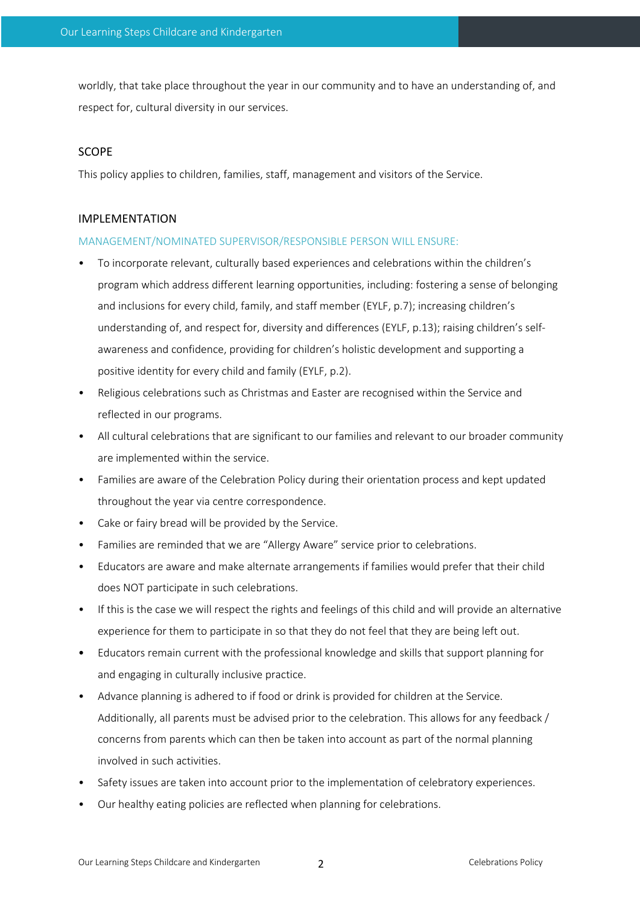worldly, that take place throughout the year in our community and to have an understanding of, and respect for, cultural diversity in our services.

## SCOPE

This policy applies to children, families, staff, management and visitors of the Service.

## IMPLEMENTATION

### MANAGEMENT/NOMINATED SUPERVISOR/RESPONSIBLE PERSON WILL ENSURE:

- To incorporate relevant, culturally based experiences and celebrations within the children's program which address different learning opportunities, including: fostering a sense of belonging and inclusions for every child, family, and staff member (EYLF, p.7); increasing children's understanding of, and respect for, diversity and differences (EYLF, p.13); raising children's self-awareness and confidence, providing for children's holistic development and supporting a positive identity for every child and family (EYLF, p.2).
- Religious celebrations such as Christmas and Easter are recognised within the Service and reflected in our programs.
- All cultural celebrations that are significant to our families and relevant to our broader community are implemented within the service.
- Families are aware of the Celebration Policy during their orientation process and kept updated throughout the year via centre correspondence.
- Cake or fairy bread will be provided by the Service.
- Families are reminded that we are "Allergy Aware" service prior to celebrations.
- Educators are aware and make alternate arrangements if families would prefer that their child does NOT participate in such celebrations.
- If this is the case we will respect the rights and feelings of this child and will provide an alternative experience for them to participate in so that they do not feel that they are being left out.
- Educators remain current with the professional knowledge and skills that support planning for and engaging in culturally inclusive practice.
- Advance planning is adhered to if food or drink is provided for children at the Service. Additionally, all parents must be advised prior to the celebration. This allows for any feedback / concerns from parents which can then be taken into account as part of the normal planning involved in such activities.
- Safety issues are taken into account prior to the implementation of celebratory experiences.
- Our healthy eating policies are reflected when planning for celebrations.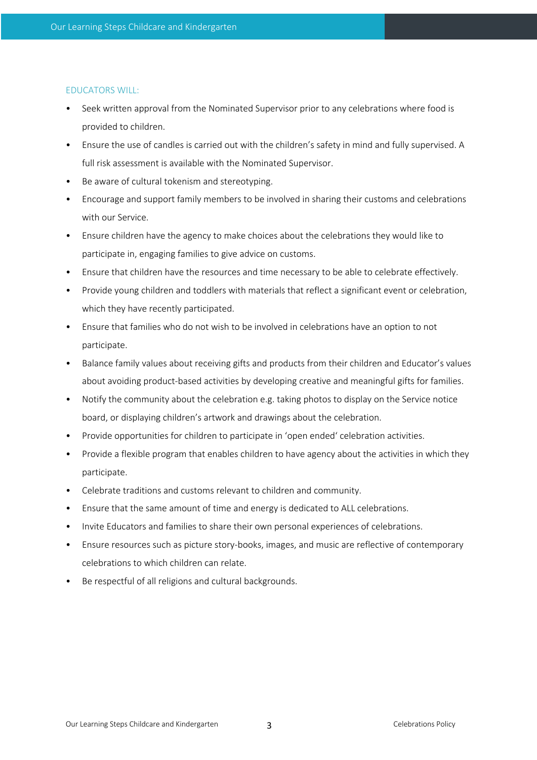### EDUCATORS WILL:

- Seek written approval from the Nominated Supervisor prior to any celebrations where food is provided to children.
- Ensure the use of candles is carried out with the children's safety in mind and fully supervised. A full risk assessment is available with the Nominated Supervisor.
- Be aware of cultural tokenism and stereotyping.
- Encourage and support family members to be involved in sharing their customs and celebrations with our Service.
- Ensure children have the agency to make choices about the celebrations they would like to participate in, engaging families to give advice on customs.
- Ensure that children have the resources and time necessary to be able to celebrate effectively.
- Provide young children and toddlers with materials that reflect a significant event or celebration, which they have recently participated.
- Ensure that families who do not wish to be involved in celebrations have an option to not participate.
- Balance family values about receiving gifts and products from their children and Educator's values about avoiding product-based activities by developing creative and meaningful gifts for families.
- Notify the community about the celebration e.g. taking photos to display on the Service notice board, or displaying children's artwork and drawings about the celebration.
- Provide opportunities for children to participate in 'open ended' celebration activities.
- Provide a flexible program that enables children to have agency about the activities in which they participate.
- Celebrate traditions and customs relevant to children and community.
- Ensure that the same amount of time and energy is dedicated to ALL celebrations.
- Invite Educators and families to share their own personal experiences of celebrations.
- Ensure resources such as picture story-books, images, and music are reflective of contemporary celebrations to which children can relate.
- Be respectful of all religions and cultural backgrounds.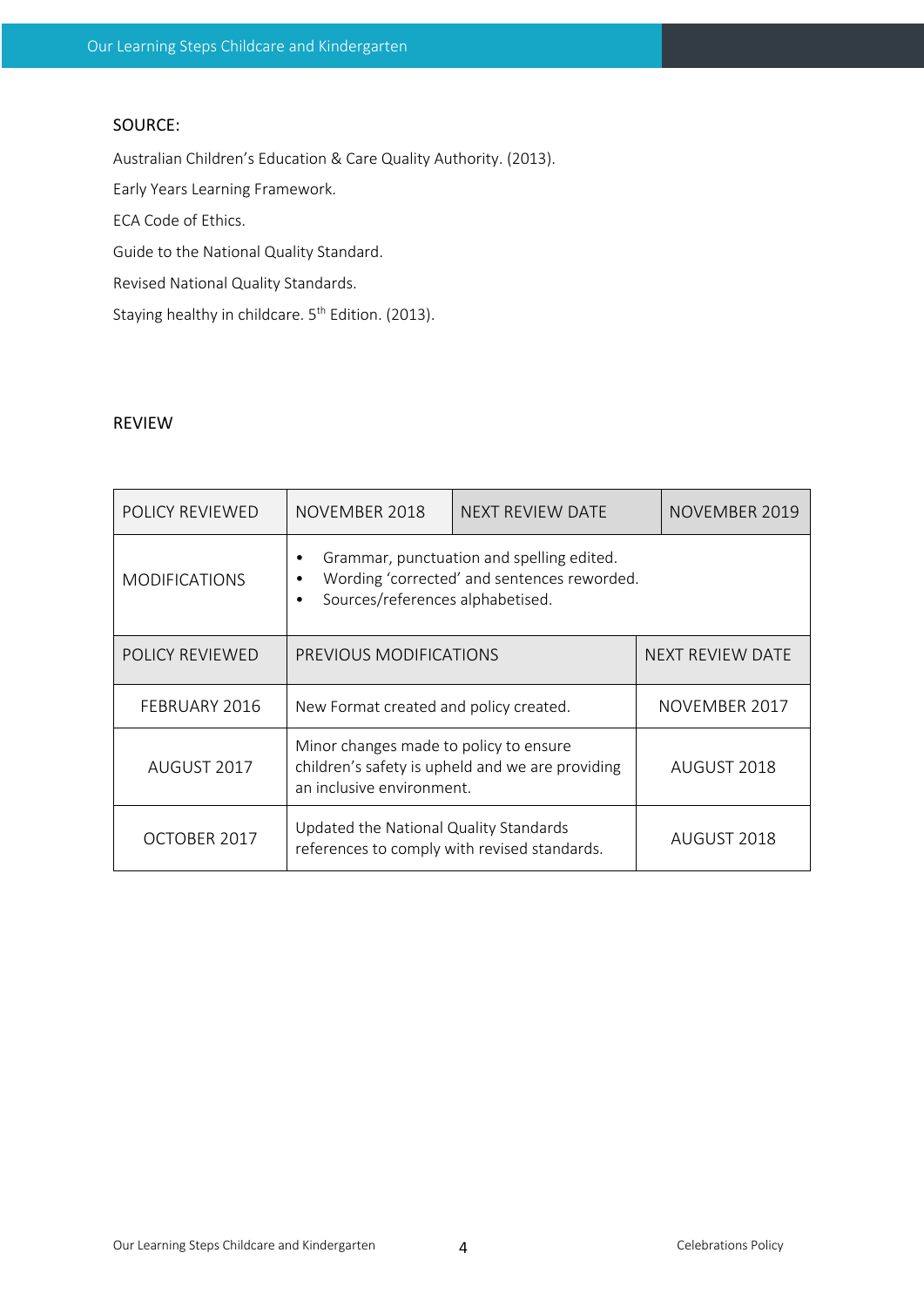SOURCE:

Australian Children's Education & Care Quality Authority. (2013).

Early Years Learning Framework.

ECA Code of Ethics.

Guide to the National Quality Standard.

Revised National Quality Standards.

Staying healthy in childcare. 5th Edition. (2013).

REVIEW

| POLICY REVIEWED | NOVEMBER 2018 | NEXT REVIEW DATE | NOVEMBER 2019 |
|---|---|---|---|
| MODIFICATIONS | • Grammar, punctuation and spelling edited.<br>• Wording 'corrected' and sentences reworded.<br>• Sources/references alphabetised. | | |

| POLICY REVIEWED | PREVIOUS MODIFICATIONS | NEXT REVIEW DATE |
|---|---|---|
| FEBRUARY 2016 | New Format created and policy created. | NOVEMBER 2017 |
| AUGUST 2017 | Minor changes made to policy to ensure children's safety is upheld and we are providing an inclusive environment. | AUGUST 2018 |
| OCTOBER 2017 | Updated the National Quality Standards references to comply with revised standards. | AUGUST 2018 |